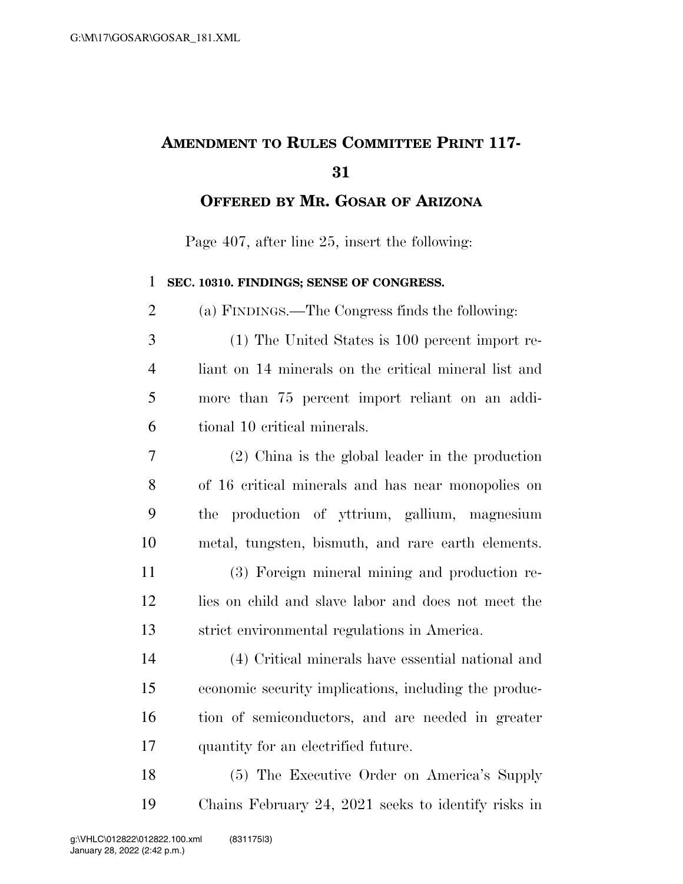# AMENDMENT TO RULES COMMITTEE PRINT 117-31

## OFFERED BY MR. GOSAR OF ARIZONA

Page 407, after line 25, insert the following:

**SEC. 10310. FINDINGS; SENSE OF CONGRESS.**

(a) FINDINGS.—The Congress finds the following:

(1) The United States is 100 percent import reliant on 14 minerals on the critical mineral list and more than 75 percent import reliant on an additional 10 critical minerals.

(2) China is the global leader in the production of 16 critical minerals and has near monopolies on the production of yttrium, gallium, magnesium metal, tungsten, bismuth, and rare earth elements.

(3) Foreign mineral mining and production relies on child and slave labor and does not meet the strict environmental regulations in America.

(4) Critical minerals have essential national and economic security implications, including the production of semiconductors, and are needed in greater quantity for an electrified future.

(5) The Executive Order on America's Supply Chains February 24, 2021 seeks to identify risks in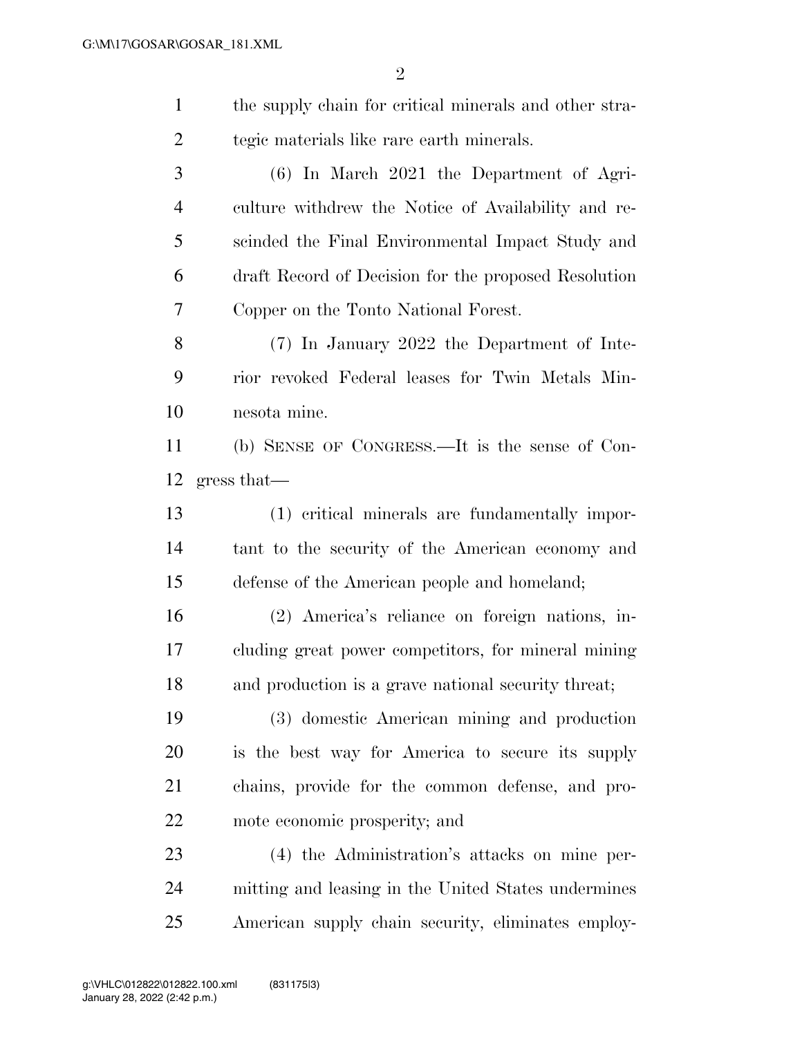the supply chain for critical minerals and other strategic materials like rare earth minerals.

(6) In March 2021 the Department of Agriculture withdrew the Notice of Availability and rescinded the Final Environmental Impact Study and draft Record of Decision for the proposed Resolution Copper on the Tonto National Forest.

(7) In January 2022 the Department of Interior revoked Federal leases for Twin Metals Minnesota mine.

(b) SENSE OF CONGRESS.—It is the sense of Congress that—

(1) critical minerals are fundamentally important to the security of the American economy and defense of the American people and homeland;

(2) America's reliance on foreign nations, including great power competitors, for mineral mining and production is a grave national security threat;

(3) domestic American mining and production is the best way for America to secure its supply chains, provide for the common defense, and promote economic prosperity; and

(4) the Administration's attacks on mine permitting and leasing in the United States undermines American supply chain security, eliminates employ-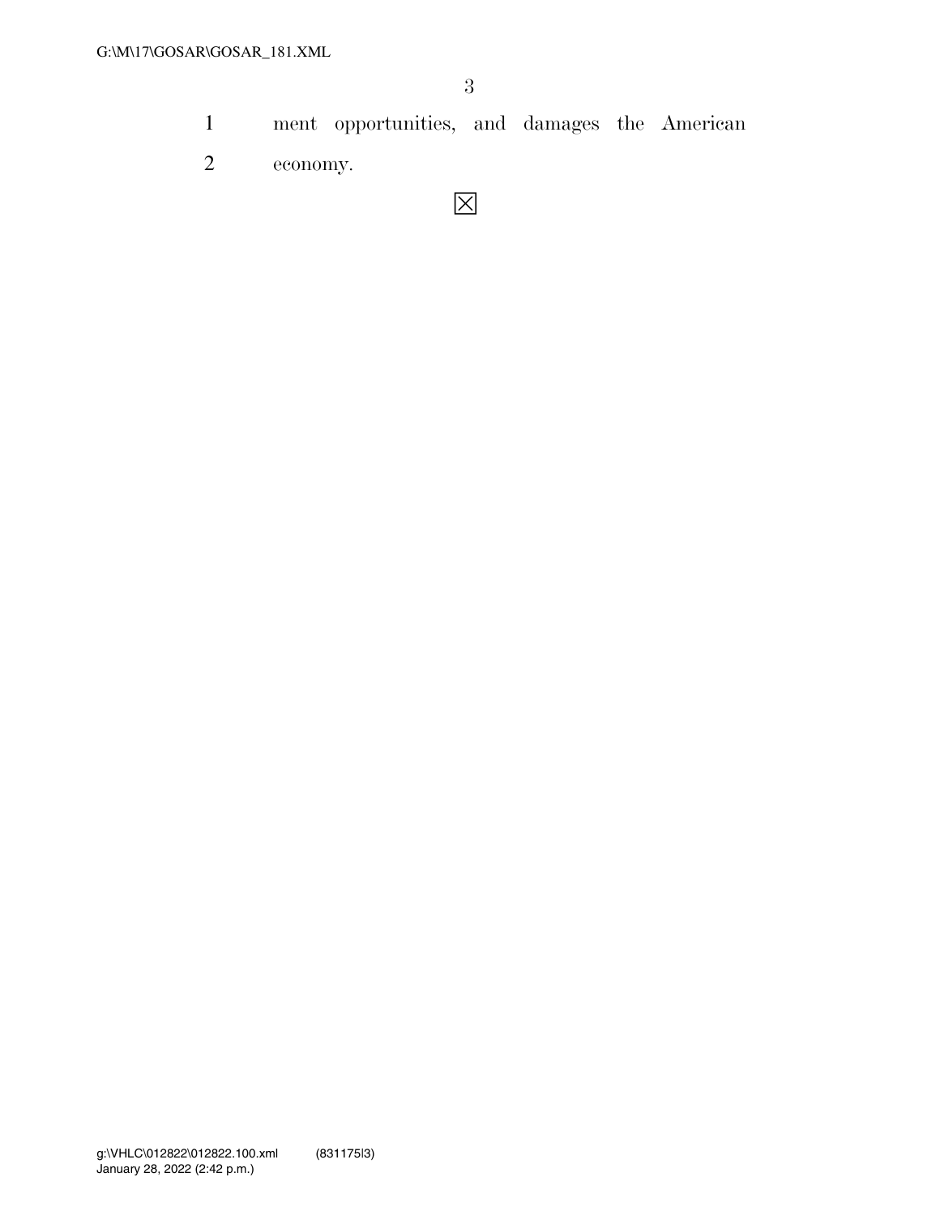ment opportunities, and damages the American economy.